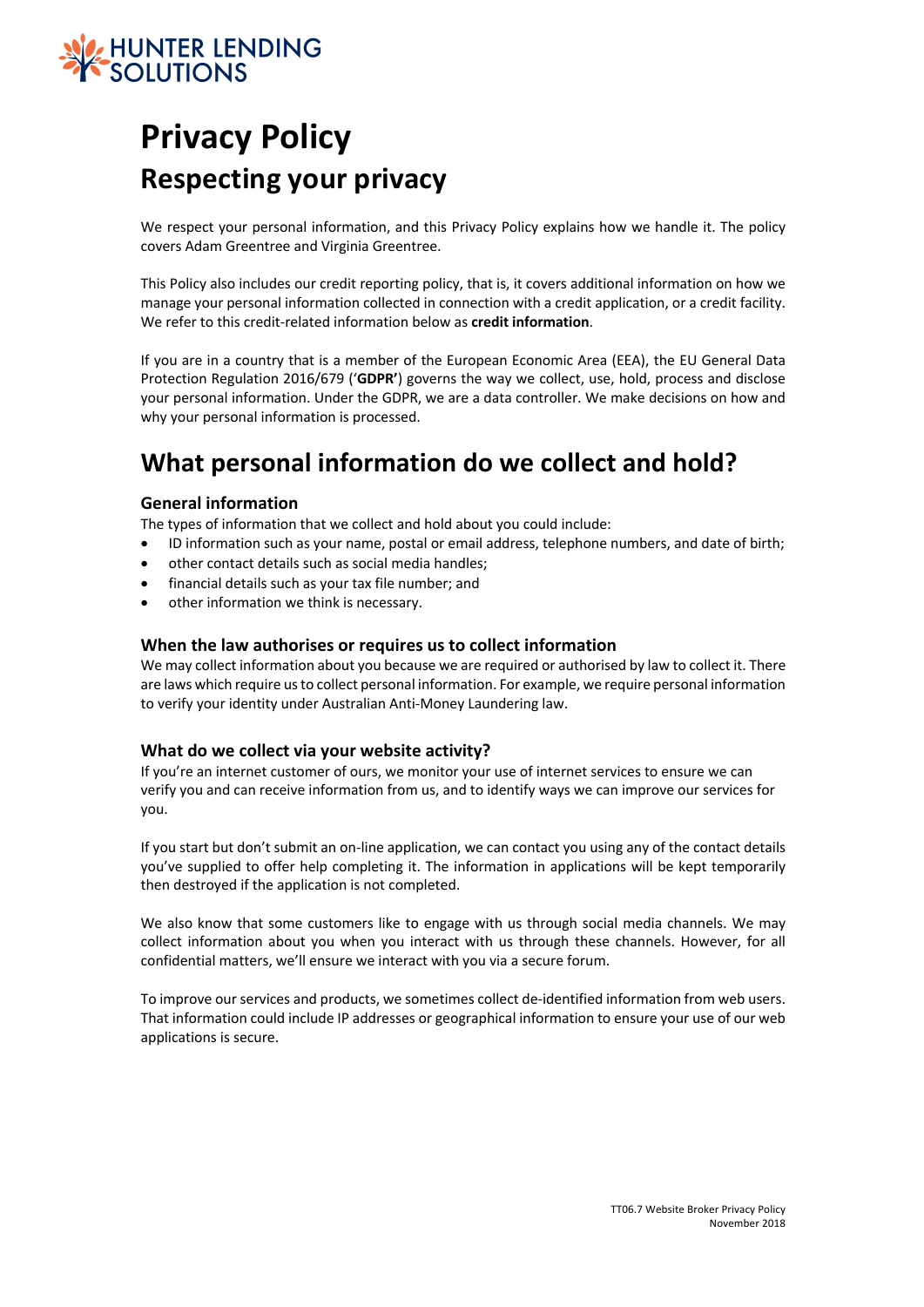HUNTER LENDING SOLUTIONS

# Privacy Policy

## Respecting your privacy

We respect your personal information, and this Privacy Policy explains how we handle it. The policy covers Adam Greentree and Virginia Greentree.

This Policy also includes our credit reporting policy, that is, it covers additional information on how we manage your personal information collected in connection with a credit application, or a credit facility. We refer to this credit-related information below as **credit information**.

If you are in a country that is a member of the European Economic Area (EEA), the EU General Data Protection Regulation 2016/679 ('**GDPR'**) governs the way we collect, use, hold, process and disclose your personal information. Under the GDPR, we are a data controller. We make decisions on how and why your personal information is processed.

# What personal information do we collect and hold?

### General information

The types of information that we collect and hold about you could include:

- ID information such as your name, postal or email address, telephone numbers, and date of birth;
- other contact details such as social media handles;
- financial details such as your tax file number; and
- other information we think is necessary.

### When the law authorises or requires us to collect information

We may collect information about you because we are required or authorised by law to collect it. There are laws which require us to collect personal information. For example, we require personal information to verify your identity under Australian Anti-Money Laundering law.

### What do we collect via your website activity?

If you're an internet customer of ours, we monitor your use of internet services to ensure we can verify you and can receive information from us, and to identify ways we can improve our services for you.

If you start but don't submit an on-line application, we can contact you using any of the contact details you've supplied to offer help completing it. The information in applications will be kept temporarily then destroyed if the application is not completed.

We also know that some customers like to engage with us through social media channels. We may collect information about you when you interact with us through these channels. However, for all confidential matters, we'll ensure we interact with you via a secure forum.

To improve our services and products, we sometimes collect de-identified information from web users. That information could include IP addresses or geographical information to ensure your use of our web applications is secure.

TT06.7 Website Broker Privacy Policy
November 2018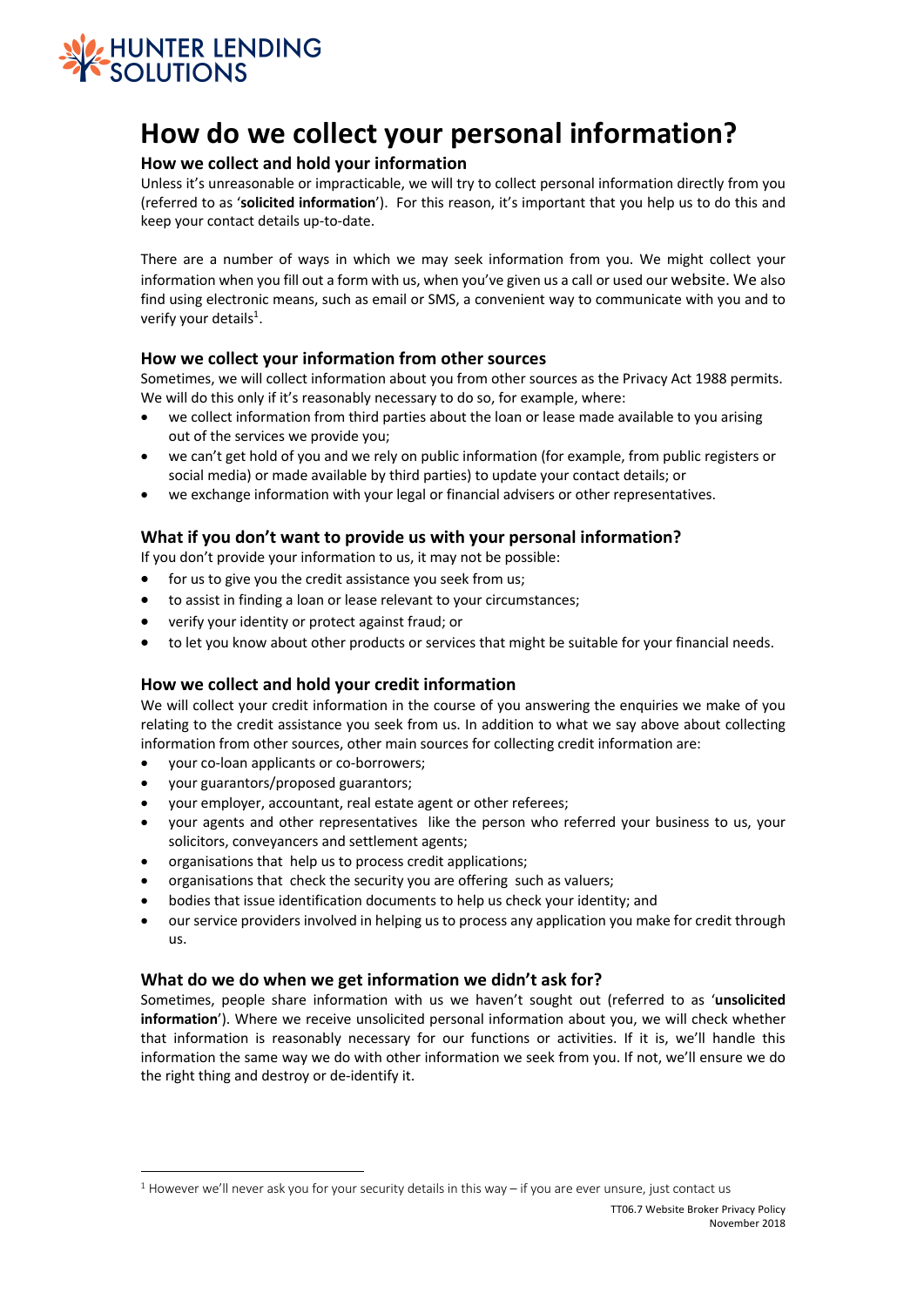# How do we collect your personal information?

### How we collect and hold your information

Unless it's unreasonable or impracticable, we will try to collect personal information directly from you (referred to as '**solicited information**'). For this reason, it's important that you help us to do this and keep your contact details up-to-date.

There are a number of ways in which we may seek information from you. We might collect your information when you fill out a form with us, when you've given us a call or used our website. We also find using electronic means, such as email or SMS, a convenient way to communicate with you and to verify your details[1].

### How we collect your information from other sources

Sometimes, we will collect information about you from other sources as the Privacy Act 1988 permits. We will do this only if it's reasonably necessary to do so, for example, where:

- we collect information from third parties about the loan or lease made available to you arising out of the services we provide you;
- we can't get hold of you and we rely on public information (for example, from public registers or social media) or made available by third parties) to update your contact details; or
- we exchange information with your legal or financial advisers or other representatives.

### What if you don't want to provide us with your personal information?

If you don't provide your information to us, it may not be possible:

- for us to give you the credit assistance you seek from us;
- to assist in finding a loan or lease relevant to your circumstances;
- verify your identity or protect against fraud; or
- to let you know about other products or services that might be suitable for your financial needs.

### How we collect and hold your credit information

We will collect your credit information in the course of you answering the enquiries we make of you relating to the credit assistance you seek from us. In addition to what we say above about collecting information from other sources, other main sources for collecting credit information are:

- your co-loan applicants or co-borrowers;
- your guarantors/proposed guarantors;
- your employer, accountant, real estate agent or other referees;
- your agents and other representatives like the person who referred your business to us, your solicitors, conveyancers and settlement agents;
- organisations that help us to process credit applications;
- organisations that check the security you are offering such as valuers;
- bodies that issue identification documents to help us check your identity; and
- our service providers involved in helping us to process any application you make for credit through us.

### What do we do when we get information we didn't ask for?

Sometimes, people share information with us we haven't sought out (referred to as '**unsolicited information**'). Where we receive unsolicited personal information about you, we will check whether that information is reasonably necessary for our functions or activities. If it is, we'll handle this information the same way we do with other information we seek from you. If not, we'll ensure we do the right thing and destroy or de-identify it.

---

[1] However we'll never ask you for your security details in this way – if you are ever unsure, just contact us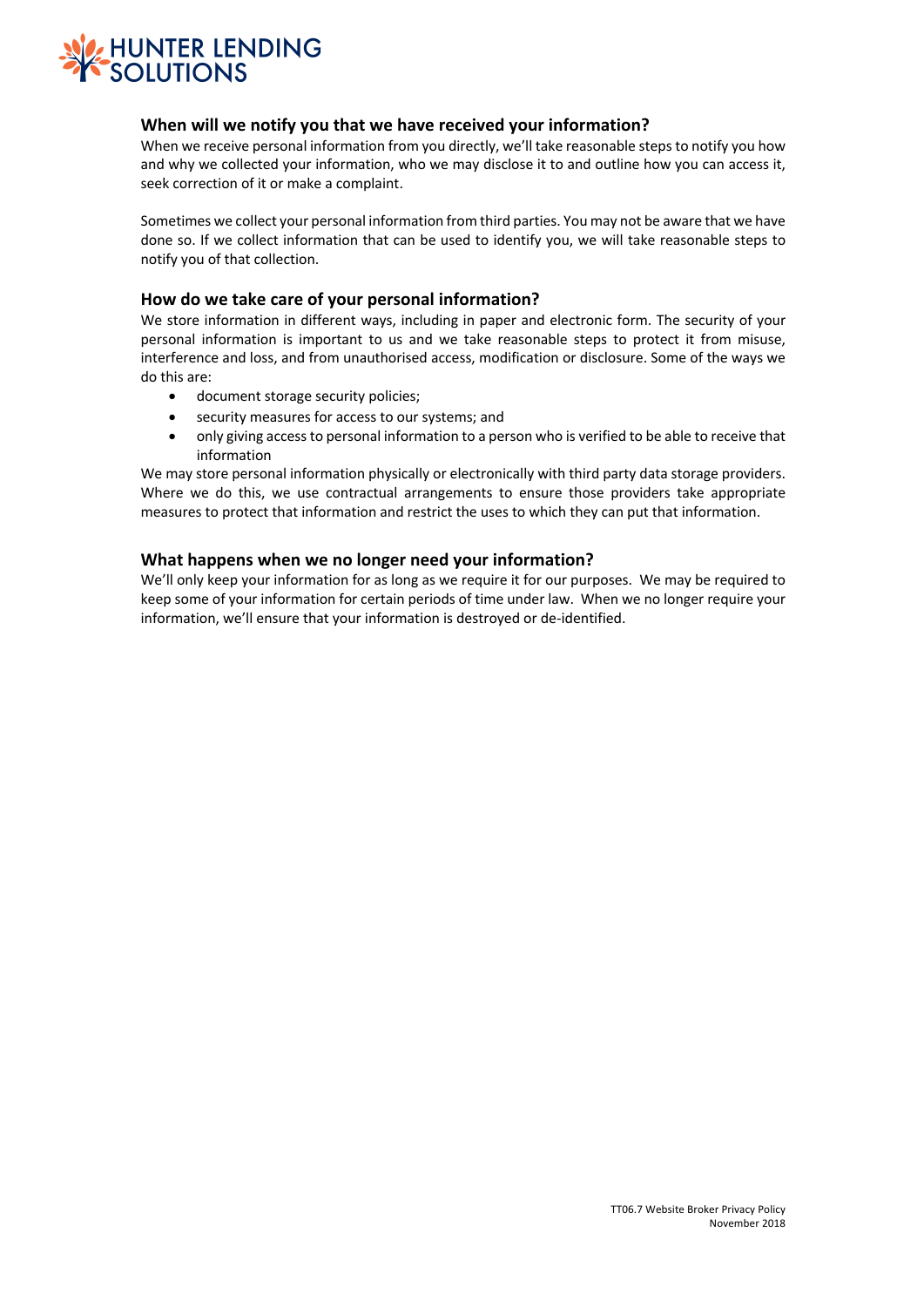## When will we notify you that we have received your information?

When we receive personal information from you directly, we'll take reasonable steps to notify you how and why we collected your information, who we may disclose it to and outline how you can access it, seek correction of it or make a complaint.

Sometimes we collect your personal information from third parties. You may not be aware that we have done so. If we collect information that can be used to identify you, we will take reasonable steps to notify you of that collection.

## How do we take care of your personal information?

We store information in different ways, including in paper and electronic form. The security of your personal information is important to us and we take reasonable steps to protect it from misuse, interference and loss, and from unauthorised access, modification or disclosure. Some of the ways we do this are:

- document storage security policies;
- security measures for access to our systems; and
- only giving access to personal information to a person who is verified to be able to receive that information

We may store personal information physically or electronically with third party data storage providers. Where we do this, we use contractual arrangements to ensure those providers take appropriate measures to protect that information and restrict the uses to which they can put that information.

## What happens when we no longer need your information?

We'll only keep your information for as long as we require it for our purposes. We may be required to keep some of your information for certain periods of time under law. When we no longer require your information, we'll ensure that your information is destroyed or de-identified.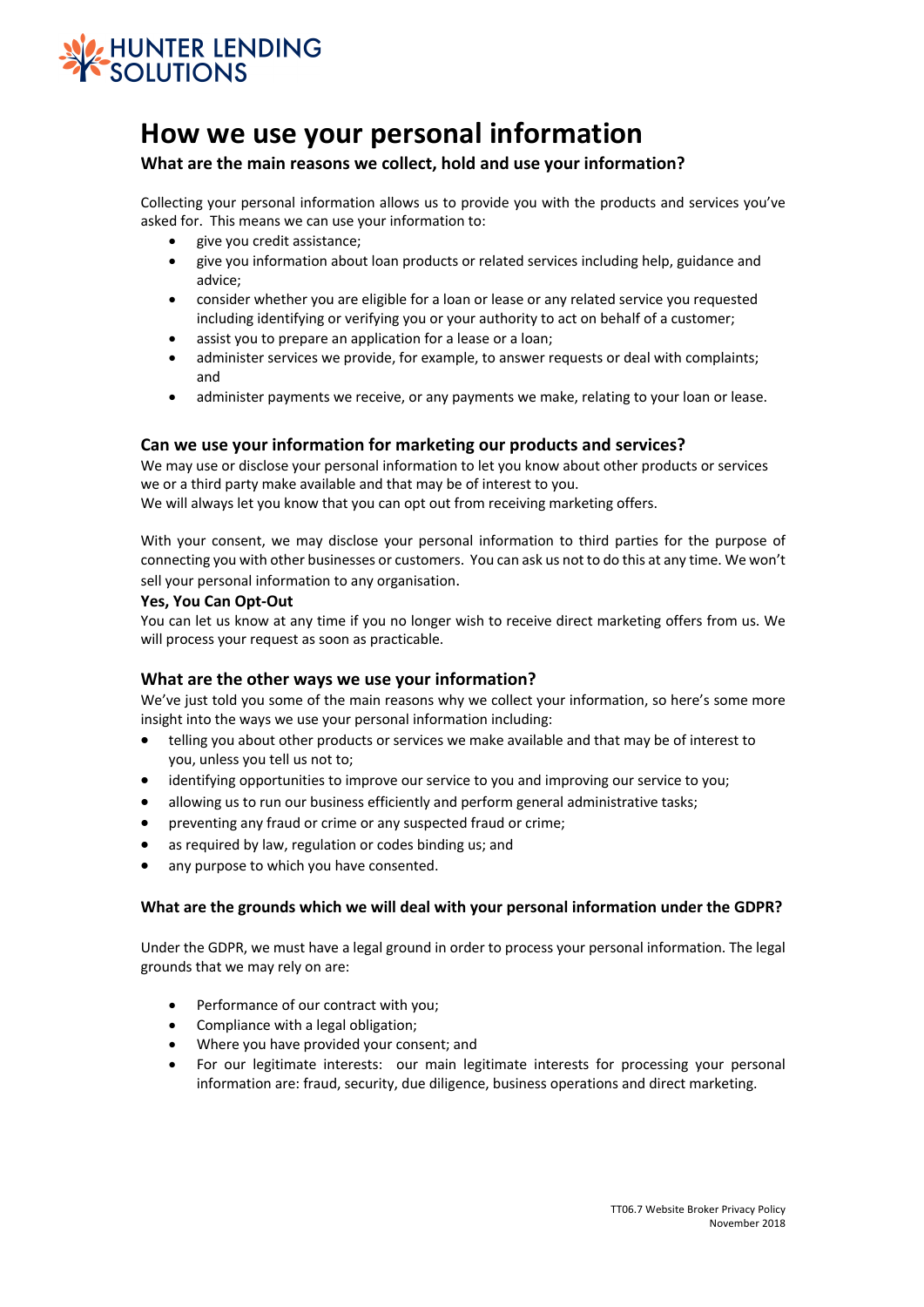# How we use your personal information

### What are the main reasons we collect, hold and use your information?

Collecting your personal information allows us to provide you with the products and services you've asked for. This means we can use your information to:

- give you credit assistance;
- give you information about loan products or related services including help, guidance and advice;
- consider whether you are eligible for a loan or lease or any related service you requested including identifying or verifying you or your authority to act on behalf of a customer;
- assist you to prepare an application for a lease or a loan;
- administer services we provide, for example, to answer requests or deal with complaints; and
- administer payments we receive, or any payments we make, relating to your loan or lease.

### Can we use your information for marketing our products and services?

We may use or disclose your personal information to let you know about other products or services we or a third party make available and that may be of interest to you.
We will always let you know that you can opt out from receiving marketing offers.

With your consent, we may disclose your personal information to third parties for the purpose of connecting you with other businesses or customers. You can ask us not to do this at any time. We won't sell your personal information to any organisation.

**Yes, You Can Opt-Out**

You can let us know at any time if you no longer wish to receive direct marketing offers from us. We will process your request as soon as practicable.

### What are the other ways we use your information?

We've just told you some of the main reasons why we collect your information, so here's some more insight into the ways we use your personal information including:

- telling you about other products or services we make available and that may be of interest to you, unless you tell us not to;
- identifying opportunities to improve our service to you and improving our service to you;
- allowing us to run our business efficiently and perform general administrative tasks;
- preventing any fraud or crime or any suspected fraud or crime;
- as required by law, regulation or codes binding us; and
- any purpose to which you have consented.

### What are the grounds which we will deal with your personal information under the GDPR?

Under the GDPR, we must have a legal ground in order to process your personal information. The legal grounds that we may rely on are:

- Performance of our contract with you;
- Compliance with a legal obligation;
- Where you have provided your consent; and
- For our legitimate interests: our main legitimate interests for processing your personal information are: fraud, security, due diligence, business operations and direct marketing.

TT06.7 Website Broker Privacy Policy
November 2018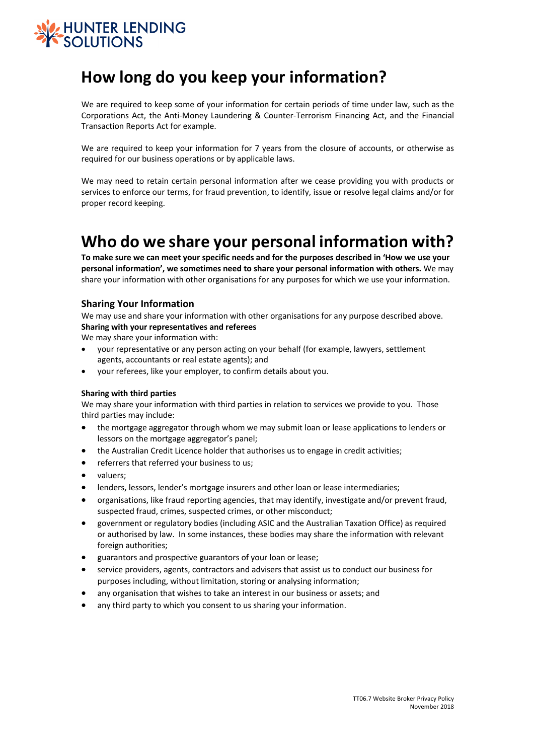# How long do you keep your information?

We are required to keep some of your information for certain periods of time under law, such as the Corporations Act, the Anti-Money Laundering & Counter-Terrorism Financing Act, and the Financial Transaction Reports Act for example.

We are required to keep your information for 7 years from the closure of accounts, or otherwise as required for our business operations or by applicable laws.

We may need to retain certain personal information after we cease providing you with products or services to enforce our terms, for fraud prevention, to identify, issue or resolve legal claims and/or for proper record keeping.

# Who do we share your personal information with?

**To make sure we can meet your specific needs and for the purposes described in 'How we use your personal information', we sometimes need to share your personal information with others.** We may share your information with other organisations for any purposes for which we use your information.

### Sharing Your Information

We may use and share your information with other organisations for any purpose described above.

**Sharing with your representatives and referees**

We may share your information with:

- your representative or any person acting on your behalf (for example, lawyers, settlement agents, accountants or real estate agents); and
- your referees, like your employer, to confirm details about you.

**Sharing with third parties**

We may share your information with third parties in relation to services we provide to you. Those third parties may include:

- the mortgage aggregator through whom we may submit loan or lease applications to lenders or lessors on the mortgage aggregator's panel;
- the Australian Credit Licence holder that authorises us to engage in credit activities;
- referrers that referred your business to us;
- valuers;
- lenders, lessors, lender's mortgage insurers and other loan or lease intermediaries;
- organisations, like fraud reporting agencies, that may identify, investigate and/or prevent fraud, suspected fraud, crimes, suspected crimes, or other misconduct;
- government or regulatory bodies (including ASIC and the Australian Taxation Office) as required or authorised by law. In some instances, these bodies may share the information with relevant foreign authorities;
- guarantors and prospective guarantors of your loan or lease;
- service providers, agents, contractors and advisers that assist us to conduct our business for purposes including, without limitation, storing or analysing information;
- any organisation that wishes to take an interest in our business or assets; and
- any third party to which you consent to us sharing your information.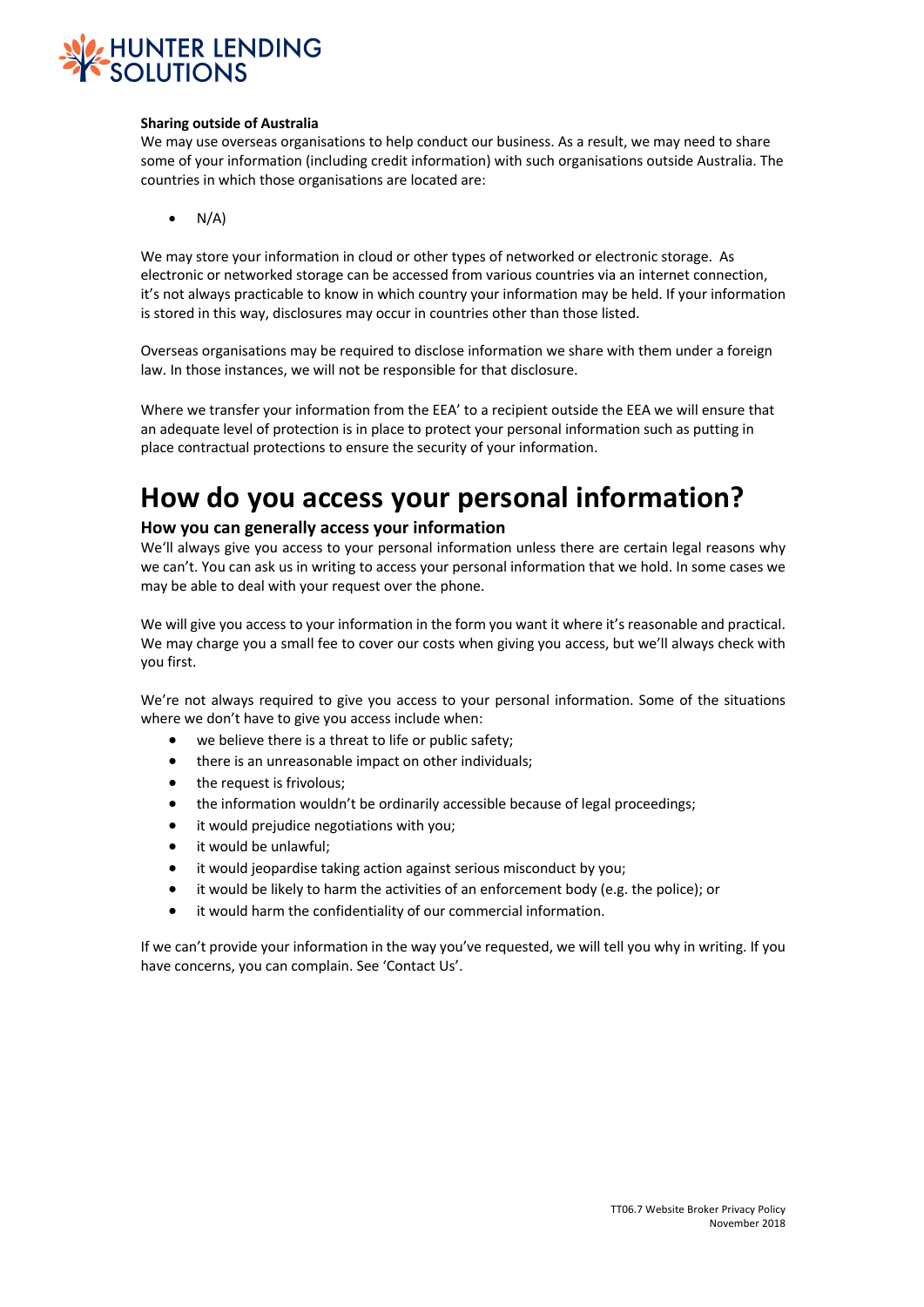**Sharing outside of Australia**

We may use overseas organisations to help conduct our business. As a result, we may need to share some of your information (including credit information) with such organisations outside Australia. The countries in which those organisations are located are:

- N/A)

We may store your information in cloud or other types of networked or electronic storage. As electronic or networked storage can be accessed from various countries via an internet connection, it's not always practicable to know in which country your information may be held. If your information is stored in this way, disclosures may occur in countries other than those listed.

Overseas organisations may be required to disclose information we share with them under a foreign law. In those instances, we will not be responsible for that disclosure.

Where we transfer your information from the EEA' to a recipient outside the EEA we will ensure that an adequate level of protection is in place to protect your personal information such as putting in place contractual protections to ensure the security of your information.

# How do you access your personal information?

## How you can generally access your information

We'll always give you access to your personal information unless there are certain legal reasons why we can't. You can ask us in writing to access your personal information that we hold. In some cases we may be able to deal with your request over the phone.

We will give you access to your information in the form you want it where it's reasonable and practical. We may charge you a small fee to cover our costs when giving you access, but we'll always check with you first.

We're not always required to give you access to your personal information. Some of the situations where we don't have to give you access include when:

- we believe there is a threat to life or public safety;
- there is an unreasonable impact on other individuals;
- the request is frivolous;
- the information wouldn't be ordinarily accessible because of legal proceedings;
- it would prejudice negotiations with you;
- it would be unlawful;
- it would jeopardise taking action against serious misconduct by you;
- it would be likely to harm the activities of an enforcement body (e.g. the police); or
- it would harm the confidentiality of our commercial information.

If we can't provide your information in the way you've requested, we will tell you why in writing. If you have concerns, you can complain. See 'Contact Us'.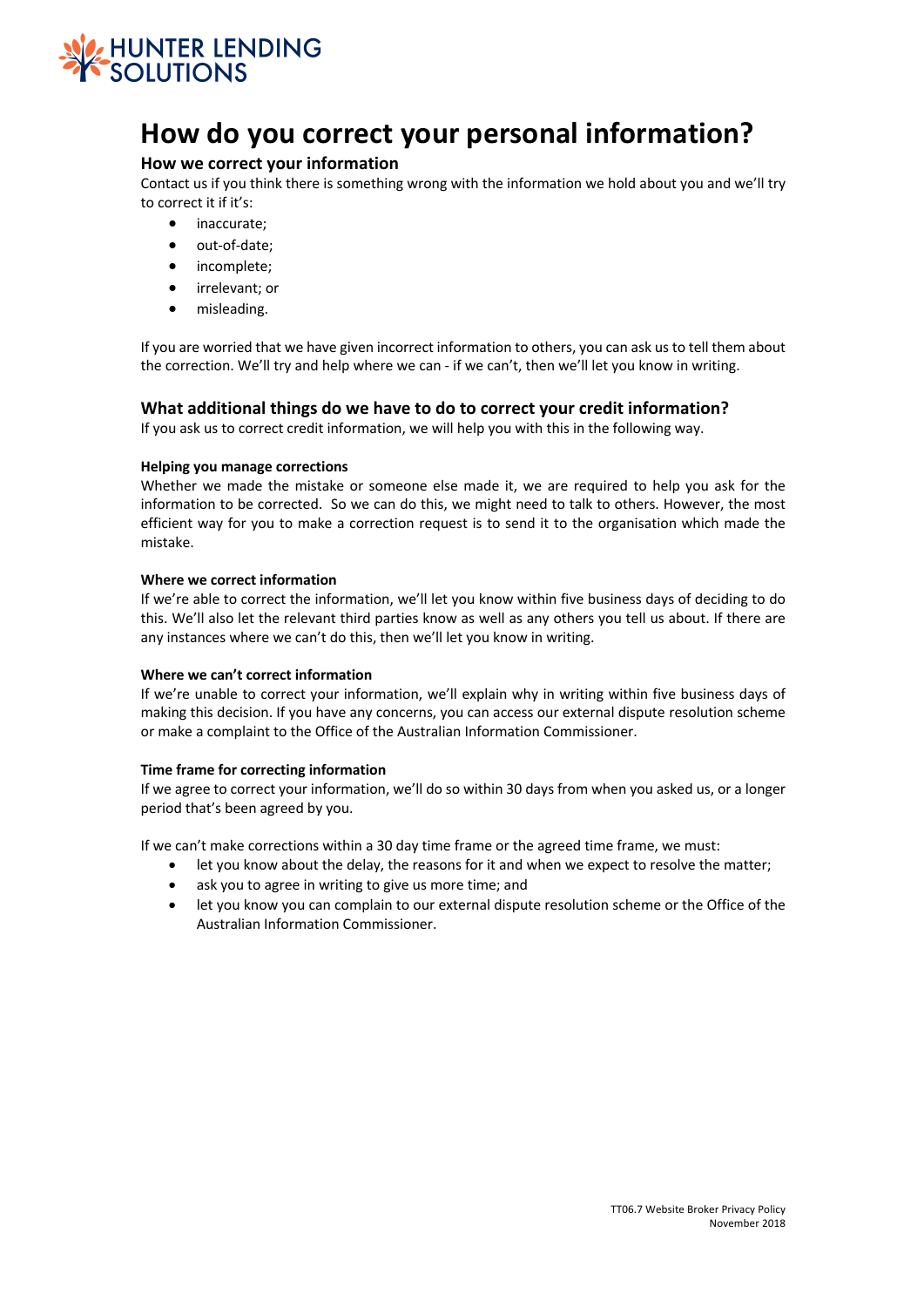# How do you correct your personal information?

## How we correct your information

Contact us if you think there is something wrong with the information we hold about you and we'll try to correct it if it's:

- inaccurate;
- out-of-date;
- incomplete;
- irrelevant; or
- misleading.

If you are worried that we have given incorrect information to others, you can ask us to tell them about the correction. We'll try and help where we can - if we can't, then we'll let you know in writing.

## What additional things do we have to do to correct your credit information?

If you ask us to correct credit information, we will help you with this in the following way.

#### Helping you manage corrections

Whether we made the mistake or someone else made it, we are required to help you ask for the information to be corrected. So we can do this, we might need to talk to others. However, the most efficient way for you to make a correction request is to send it to the organisation which made the mistake.

#### Where we correct information

If we're able to correct the information, we'll let you know within five business days of deciding to do this. We'll also let the relevant third parties know as well as any others you tell us about. If there are any instances where we can't do this, then we'll let you know in writing.

#### Where we can't correct information

If we're unable to correct your information, we'll explain why in writing within five business days of making this decision. If you have any concerns, you can access our external dispute resolution scheme or make a complaint to the Office of the Australian Information Commissioner.

#### Time frame for correcting information

If we agree to correct your information, we'll do so within 30 days from when you asked us, or a longer period that's been agreed by you.

If we can't make corrections within a 30 day time frame or the agreed time frame, we must:

- let you know about the delay, the reasons for it and when we expect to resolve the matter;
- ask you to agree in writing to give us more time; and
- let you know you can complain to our external dispute resolution scheme or the Office of the Australian Information Commissioner.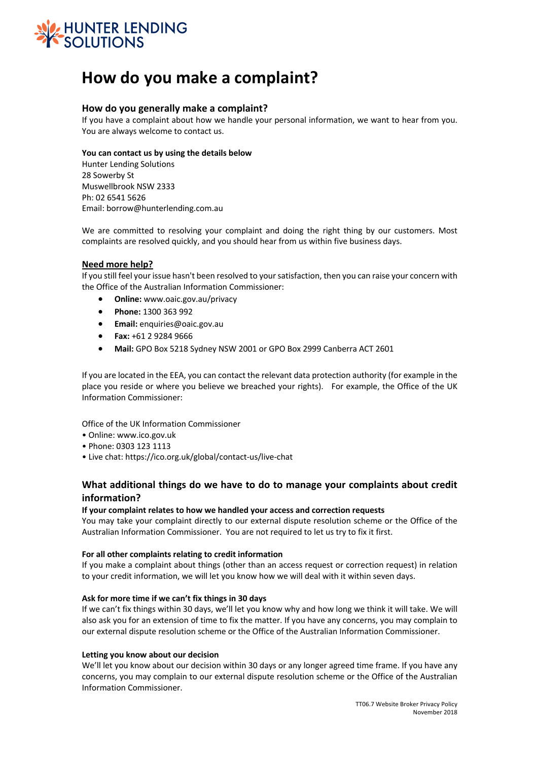# How do you make a complaint?

## How do you generally make a complaint?

If you have a complaint about how we handle your personal information, we want to hear from you. You are always welcome to contact us.

**You can contact us by using the details below**

Hunter Lending Solutions
28 Sowerby St
Muswellbrook NSW 2333
Ph: 02 6541 5626
Email: borrow@hunterlending.com.au

We are committed to resolving your complaint and doing the right thing by our customers. Most complaints are resolved quickly, and you should hear from us within five business days.

**Need more help?**

If you still feel your issue hasn't been resolved to your satisfaction, then you can raise your concern with the Office of the Australian Information Commissioner:

- **Online:** www.oaic.gov.au/privacy
- **Phone:** 1300 363 992
- **Email:** enquiries@oaic.gov.au
- **Fax:** +61 2 9284 9666
- **Mail:** GPO Box 5218 Sydney NSW 2001 or GPO Box 2999 Canberra ACT 2601

If you are located in the EEA, you can contact the relevant data protection authority (for example in the place you reside or where you believe we breached your rights). For example, the Office of the UK Information Commissioner:

Office of the UK Information Commissioner
- Online: www.ico.gov.uk
- Phone: 0303 123 1113
- Live chat: https://ico.org.uk/global/contact-us/live-chat

## What additional things do we have to do to manage your complaints about credit information?

**If your complaint relates to how we handled your access and correction requests**

You may take your complaint directly to our external dispute resolution scheme or the Office of the Australian Information Commissioner. You are not required to let us try to fix it first.

**For all other complaints relating to credit information**

If you make a complaint about things (other than an access request or correction request) in relation to your credit information, we will let you know how we will deal with it within seven days.

**Ask for more time if we can't fix things in 30 days**

If we can't fix things within 30 days, we'll let you know why and how long we think it will take. We will also ask you for an extension of time to fix the matter. If you have any concerns, you may complain to our external dispute resolution scheme or the Office of the Australian Information Commissioner.

**Letting you know about our decision**

We'll let you know about our decision within 30 days or any longer agreed time frame. If you have any concerns, you may complain to our external dispute resolution scheme or the Office of the Australian Information Commissioner.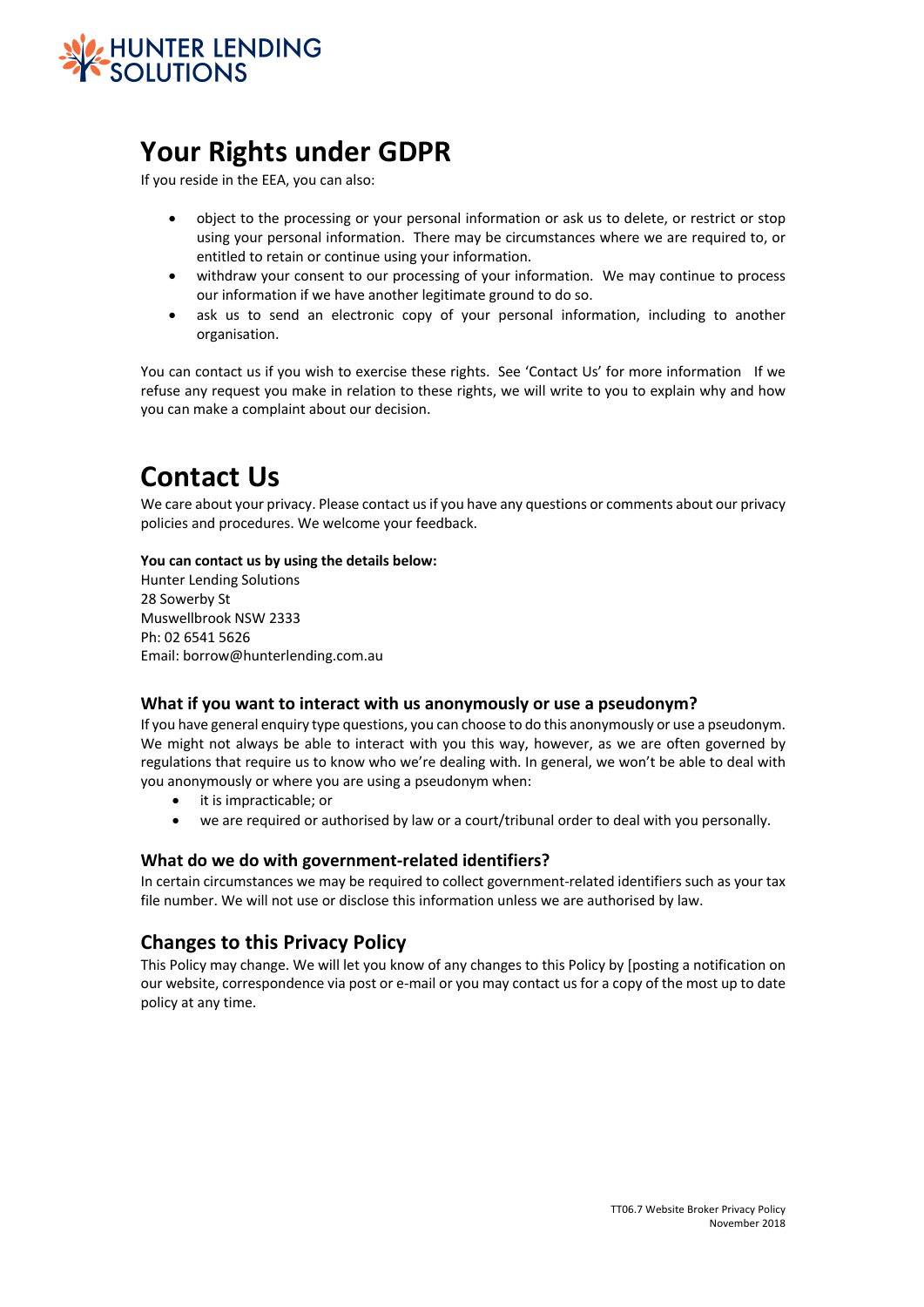# Your Rights under GDPR

If you reside in the EEA, you can also:

- object to the processing or your personal information or ask us to delete, or restrict or stop using your personal information. There may be circumstances where we are required to, or entitled to retain or continue using your information.
- withdraw your consent to our processing of your information. We may continue to process our information if we have another legitimate ground to do so.
- ask us to send an electronic copy of your personal information, including to another organisation.

You can contact us if you wish to exercise these rights. See 'Contact Us' for more information If we refuse any request you make in relation to these rights, we will write to you to explain why and how you can make a complaint about our decision.

# Contact Us

We care about your privacy. Please contact us if you have any questions or comments about our privacy policies and procedures. We welcome your feedback.

**You can contact us by using the details below:**
Hunter Lending Solutions
28 Sowerby St
Muswellbrook NSW 2333
Ph: 02 6541 5626
Email: borrow@hunterlending.com.au

### What if you want to interact with us anonymously or use a pseudonym?

If you have general enquiry type questions, you can choose to do this anonymously or use a pseudonym. We might not always be able to interact with you this way, however, as we are often governed by regulations that require us to know who we're dealing with. In general, we won't be able to deal with you anonymously or where you are using a pseudonym when:

- it is impracticable; or
- we are required or authorised by law or a court/tribunal order to deal with you personally.

### What do we do with government-related identifiers?

In certain circumstances we may be required to collect government-related identifiers such as your tax file number. We will not use or disclose this information unless we are authorised by law.

## Changes to this Privacy Policy

This Policy may change. We will let you know of any changes to this Policy by [posting a notification on our website, correspondence via post or e-mail or you may contact us for a copy of the most up to date policy at any time.

TT06.7 Website Broker Privacy Policy
November 2018